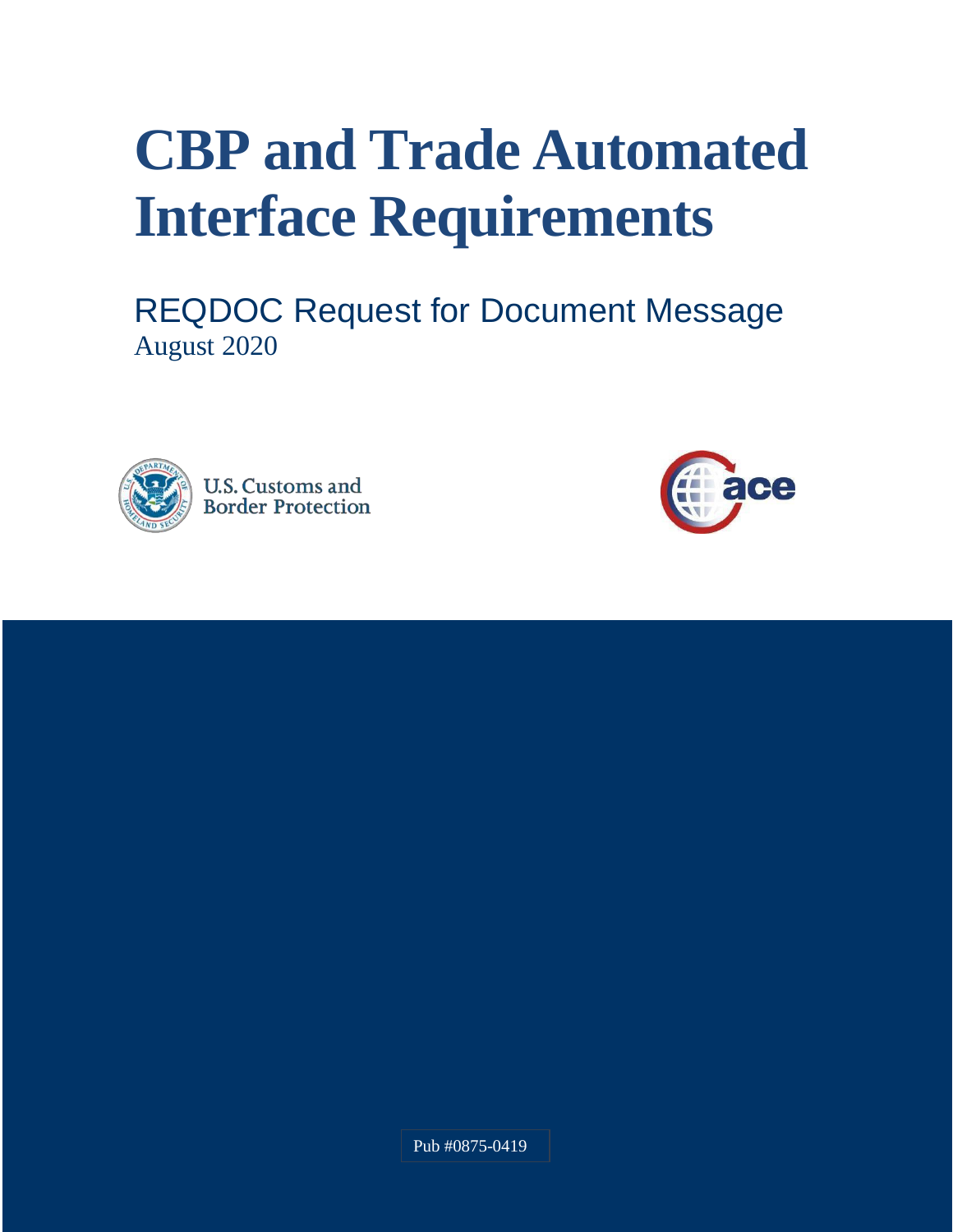# CBP and Trade Automated Interface Requirements

REQDOC Request for Document Message

August 2020

U.S. Customs and Border Protection

ace

Pub #0875-0419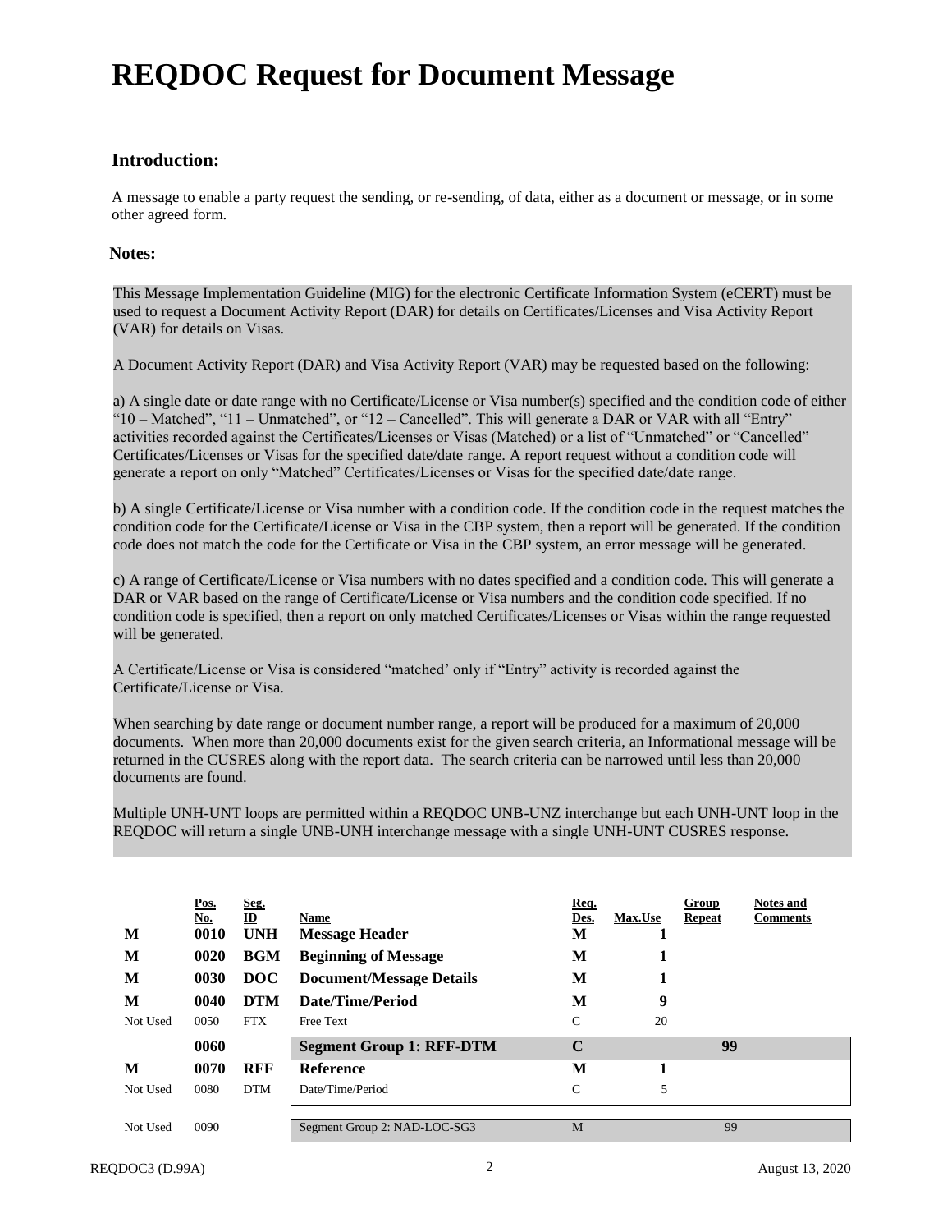# REQDOC Request for Document Message

## Introduction:

A message to enable a party request the sending, or re-sending, of data, either as a document or message, or in some other agreed form.

### Notes:

This Message Implementation Guideline (MIG) for the electronic Certificate Information System (eCERT) must be used to request a Document Activity Report (DAR) for details on Certificates/Licenses and Visa Activity Report (VAR) for details on Visas.

A Document Activity Report (DAR) and Visa Activity Report (VAR) may be requested based on the following:

a) A single date or date range with no Certificate/License or Visa number(s) specified and the condition code of either "10 – Matched", "11 – Unmatched", or "12 – Cancelled". This will generate a DAR or VAR with all "Entry" activities recorded against the Certificates/Licenses or Visas (Matched) or a list of "Unmatched" or "Cancelled" Certificates/Licenses or Visas for the specified date/date range. A report request without a condition code will generate a report on only "Matched" Certificates/Licenses or Visas for the specified date/date range.

b) A single Certificate/License or Visa number with a condition code. If the condition code in the request matches the condition code for the Certificate/License or Visa in the CBP system, then a report will be generated. If the condition code does not match the code for the Certificate or Visa in the CBP system, an error message will be generated.

c) A range of Certificate/License or Visa numbers with no dates specified and a condition code. This will generate a DAR or VAR based on the range of Certificate/License or Visa numbers and the condition code specified. If no condition code is specified, then a report on only matched Certificates/Licenses or Visas within the range requested will be generated.

A Certificate/License or Visa is considered "matched' only if "Entry" activity is recorded against the Certificate/License or Visa.

When searching by date range or document number range, a report will be produced for a maximum of 20,000 documents. When more than 20,000 documents exist for the given search criteria, an Informational message will be returned in the CUSRES along with the report data. The search criteria can be narrowed until less than 20,000 documents are found.

Multiple UNH-UNT loops are permitted within a REQDOC UNB-UNZ interchange but each UNH-UNT loop in the REQDOC will return a single UNB-UNH interchange message with a single UNH-UNT CUSRES response.

| | Pos. No. | Seg. ID | Name | Req. Des. | Max.Use | Group Repeat | Notes and Comments |
|---|---|---|---|---|---|---|---|
| **M** | **0010** | **UNH** | **Message Header** | **M** | **1** | | |
| **M** | **0020** | **BGM** | **Beginning of Message** | **M** | **1** | | |
| **M** | **0030** | **DOC** | **Document/Message Details** | **M** | **1** | | |
| **M** | **0040** | **DTM** | **Date/Time/Period** | **M** | **9** | | |
| Not Used | 0050 | FTX | Free Text | C | 20 | | |
| | **0060** | | **Segment Group 1: RFF-DTM** | **C** | | **99** | |
| **M** | **0070** | **RFF** | **Reference** | **M** | **1** | | |
| Not Used | 0080 | DTM | Date/Time/Period | C | 5 | | |
| Not Used | 0090 | | Segment Group 2: NAD-LOC-SG3 | M | | 99 | |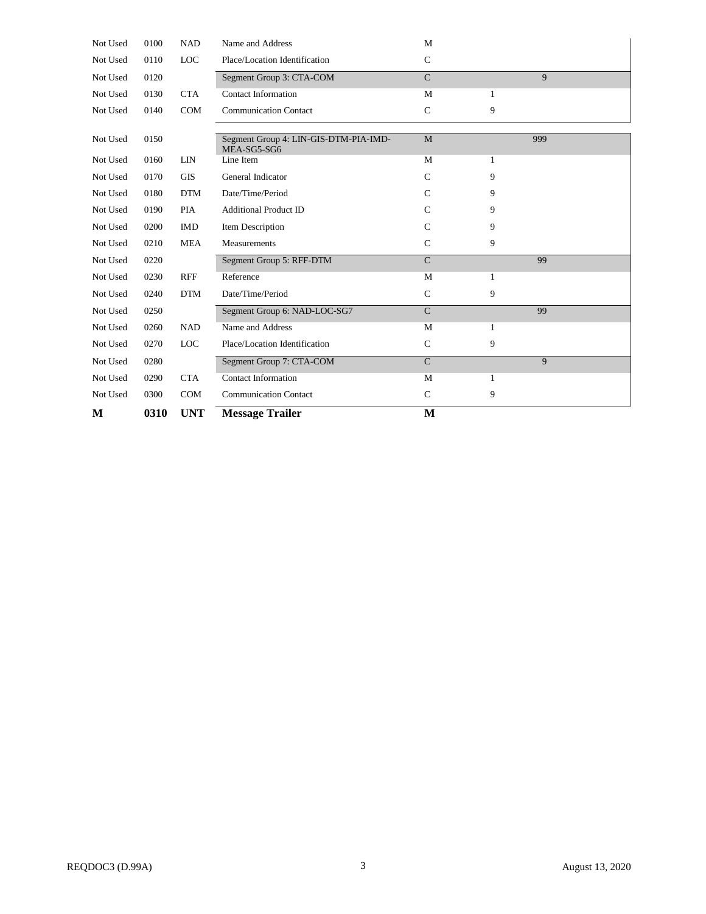| | | | | | | |
|---|---|---|---|---|---|---|
| Not Used | 0100 | NAD | Name and Address | M | | |
| Not Used | 0110 | LOC | Place/Location Identification | C | | |
| Not Used | 0120 | | Segment Group 3: CTA-COM | C | | 9 |
| Not Used | 0130 | CTA | Contact Information | M | 1 | |
| Not Used | 0140 | COM | Communication Contact | C | 9 | |
| Not Used | 0150 | | Segment Group 4: LIN-GIS-DTM-PIA-IMD-MEA-SG5-SG6 | M | | 999 |
| Not Used | 0160 | LIN | Line Item | M | 1 | |
| Not Used | 0170 | GIS | General Indicator | C | 9 | |
| Not Used | 0180 | DTM | Date/Time/Period | C | 9 | |
| Not Used | 0190 | PIA | Additional Product ID | C | 9 | |
| Not Used | 0200 | IMD | Item Description | C | 9 | |
| Not Used | 0210 | MEA | Measurements | C | 9 | |
| Not Used | 0220 | | Segment Group 5: RFF-DTM | C | | 99 |
| Not Used | 0230 | RFF | Reference | M | 1 | |
| Not Used | 0240 | DTM | Date/Time/Period | C | 9 | |
| Not Used | 0250 | | Segment Group 6: NAD-LOC-SG7 | C | | 99 |
| Not Used | 0260 | NAD | Name and Address | M | 1 | |
| Not Used | 0270 | LOC | Place/Location Identification | C | 9 | |
| Not Used | 0280 | | Segment Group 7: CTA-COM | C | | 9 |
| Not Used | 0290 | CTA | Contact Information | M | 1 | |
| Not Used | 0300 | COM | Communication Contact | C | 9 | |
| **M** | **0310** | **UNT** | **Message Trailer** | **M** | | |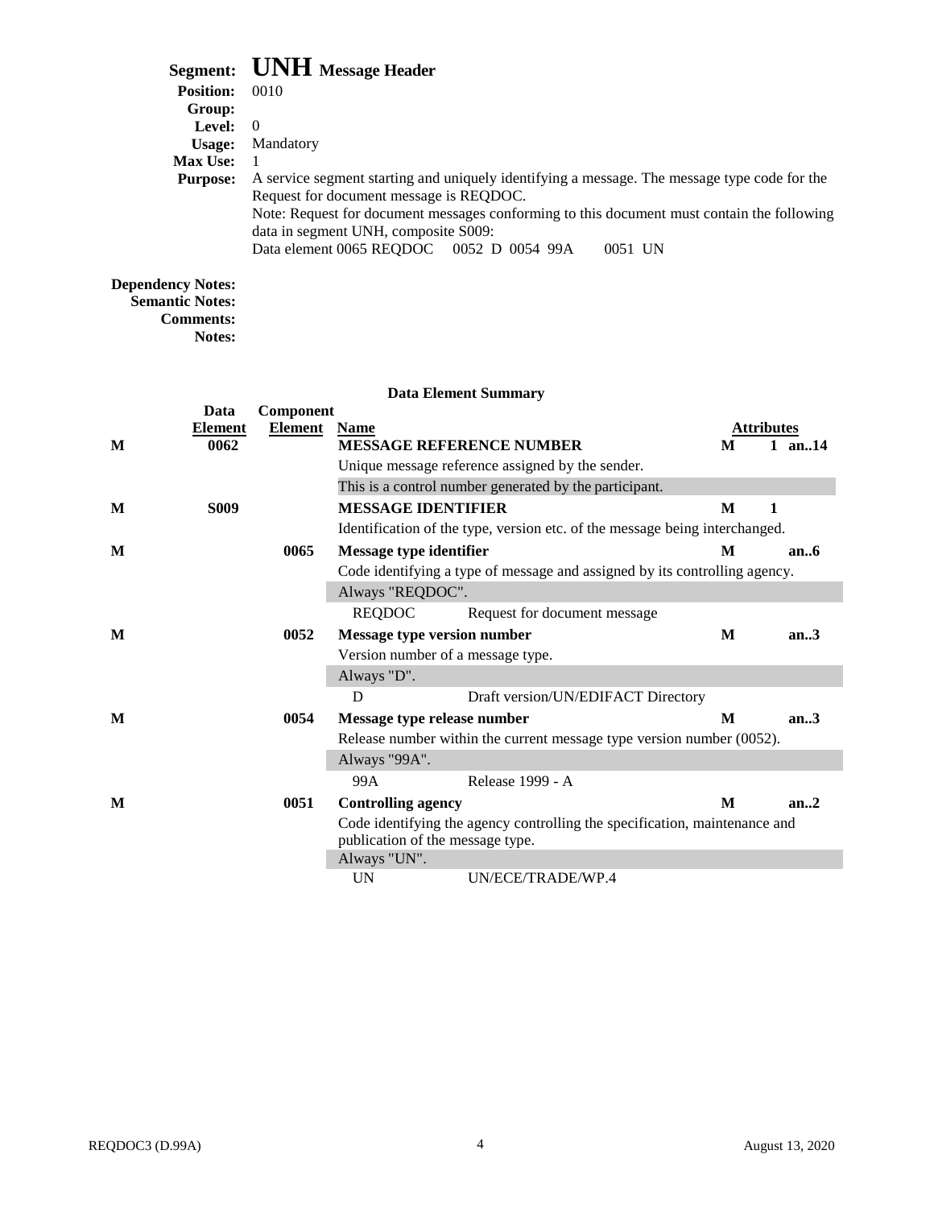## Segment: UNH Message Header

**Position:** 0010
**Group:**
**Level:** 0
**Usage:** Mandatory
**Max Use:** 1
**Purpose:** A service segment starting and uniquely identifying a message. The message type code for the Request for document message is REQDOC.
Note: Request for document messages conforming to this document must contain the following data in segment UNH, composite S009:
Data element 0065 REQDOC 0052 D 0054 99A 0051 UN

**Dependency Notes:**
**Semantic Notes:**
**Comments:**
**Notes:**

### Data Element Summary

| | Data Element | Component Element | Name | Attributes | | |
|---|---|---|---|---|---|---|
| M | 0062 | | **MESSAGE REFERENCE NUMBER** | M | 1 | an..14 |
| | | | Unique message reference assigned by the sender. | | | |
| | | | This is a control number generated by the participant. | | | |
| M | S009 | | **MESSAGE IDENTIFIER** | M | 1 | |
| | | | Identification of the type, version etc. of the message being interchanged. | | | |
| M | | 0065 | **Message type identifier** | M | | an..6 |
| | | | Code identifying a type of message and assigned by its controlling agency. | | | |
| | | | Always "REQDOC". | | | |
| | | | REQDOC — Request for document message | | | |
| M | | 0052 | **Message type version number** | M | | an..3 |
| | | | Version number of a message type. | | | |
| | | | Always "D". | | | |
| | | | D — Draft version/UN/EDIFACT Directory | | | |
| M | | 0054 | **Message type release number** | M | | an..3 |
| | | | Release number within the current message type version number (0052). | | | |
| | | | Always "99A". | | | |
| | | | 99A — Release 1999 - A | | | |
| M | | 0051 | **Controlling agency** | M | | an..2 |
| | | | Code identifying the agency controlling the specification, maintenance and publication of the message type. | | | |
| | | | Always "UN". | | | |
| | | | UN — UN/ECE/TRADE/WP.4 | | | |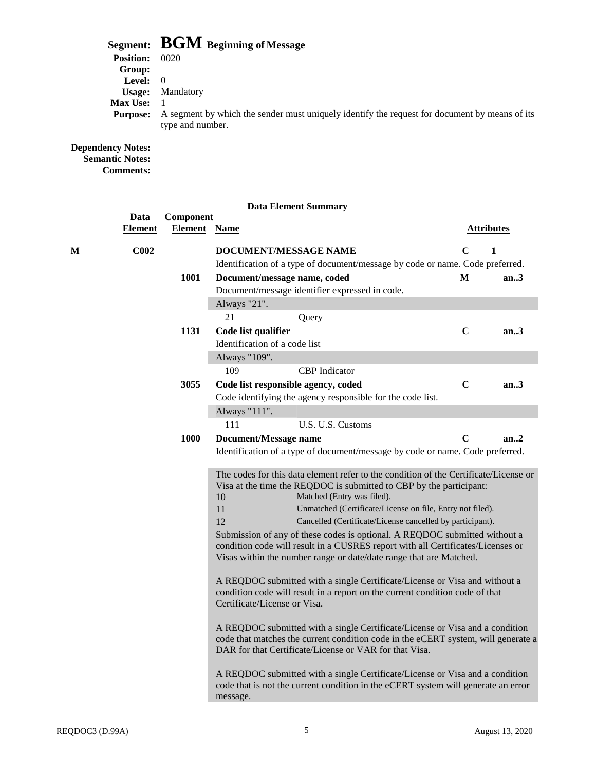**Segment:** **BGM** **Beginning of Message**
**Position:** 0020
**Group:**
**Level:** 0
**Usage:** Mandatory
**Max Use:** 1
**Purpose:** A segment by which the sender must uniquely identify the request for document by means of its type and number.

**Dependency Notes:**
**Semantic Notes:**
**Comments:**

**Data Element Summary**

| | Data Element | Component Element | Name | Attributes | |
|---|---|---|---|---|---|
| **M** | **C002** | | **DOCUMENT/MESSAGE NAME** | **C** | **1** |
| | | | Identification of a type of document/message by code or name. Code preferred. | | |
| | | **1001** | **Document/message name, coded** | **M** | **an..3** |
| | | | Document/message identifier expressed in code. | | |
| | | | Always "21". | | |
| | | | 21 Query | | |
| | | **1131** | **Code list qualifier** | **C** | **an..3** |
| | | | Identification of a code list | | |
| | | | Always "109". | | |
| | | | 109 CBP Indicator | | |
| | | **3055** | **Code list responsible agency, coded** | **C** | **an..3** |
| | | | Code identifying the agency responsible for the code list. | | |
| | | | Always "111". | | |
| | | | 111 U.S. U.S. Customs | | |
| | | **1000** | **Document/Message name** | **C** | **an..2** |
| | | | Identification of a type of document/message by code or name. Code preferred. | | |

The codes for this data element refer to the condition of the Certificate/License or Visa at the time the REQDOC is submitted to CBP by the participant:

- 10 Matched (Entry was filed).
- 11 Unmatched (Certificate/License on file, Entry not filed).
- 12 Cancelled (Certificate/License cancelled by participant).

Submission of any of these codes is optional. A REQDOC submitted without a condition code will result in a CUSRES report with all Certificates/Licenses or Visas within the number range or date/date range that are Matched.

A REQDOC submitted with a single Certificate/License or Visa and without a condition code will result in a report on the current condition code of that Certificate/License or Visa.

A REQDOC submitted with a single Certificate/License or Visa and a condition code that matches the current condition code in the eCERT system, will generate a DAR for that Certificate/License or VAR for that Visa.

A REQDOC submitted with a single Certificate/License or Visa and a condition code that is not the current condition in the eCERT system will generate an error message.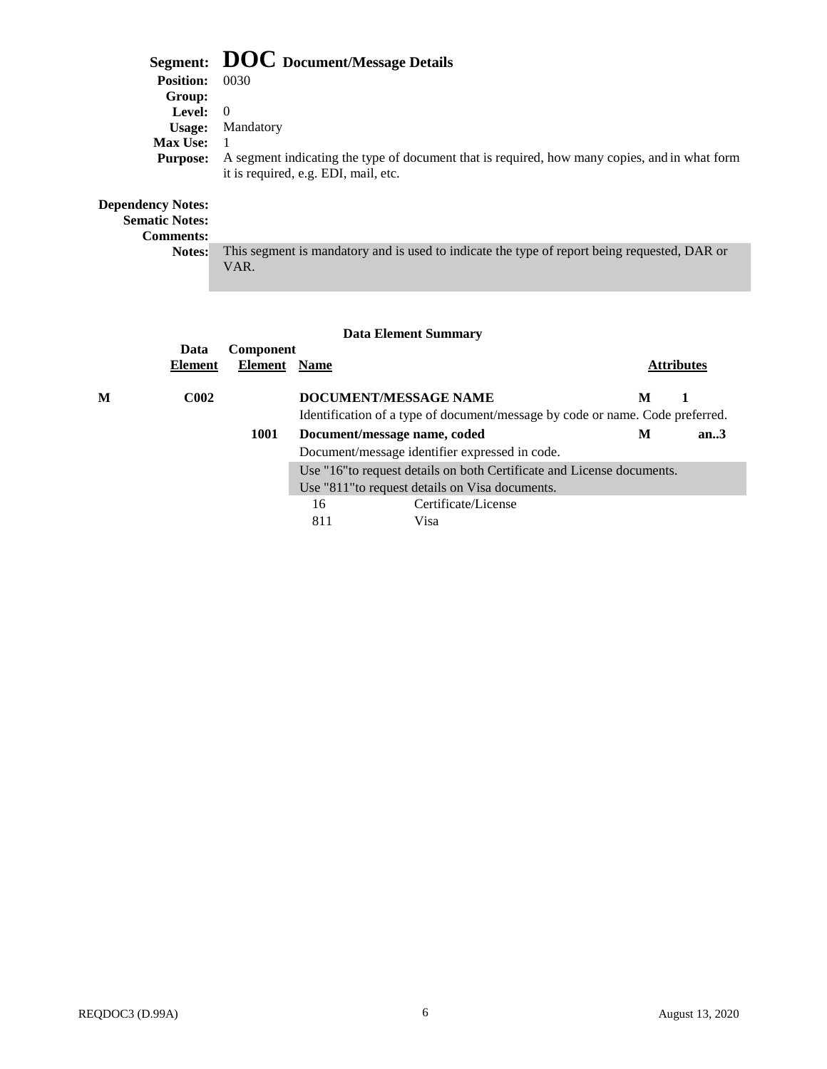## Segment: DOC Document/Message Details

**Position:** 0030
**Group:**
**Level:** 0
**Usage:** Mandatory
**Max Use:** 1
**Purpose:** A segment indicating the type of document that is required, how many copies, and in what form it is required, e.g. EDI, mail, etc.

**Dependency Notes:**
**Sematic Notes:**
**Comments:**
**Notes:** This segment is mandatory and is used to indicate the type of report being requested, DAR or VAR.

### Data Element Summary

| | Data Element | Component Element | Name | Attributes | |
|---|---|---|---|---|---|
| M | C002 | | **DOCUMENT/MESSAGE NAME** | M | 1 |
| | | | Identification of a type of document/message by code or name. Code preferred. | | |
| | | 1001 | **Document/message name, coded** | M | an..3 |
| | | | Document/message identifier expressed in code. | | |
| | | | Use "16"to request details on both Certificate and License documents. | | |
| | | | Use "811"to request details on Visa documents. | | |
| | | | 16 Certificate/License | | |
| | | | 811 Visa | | |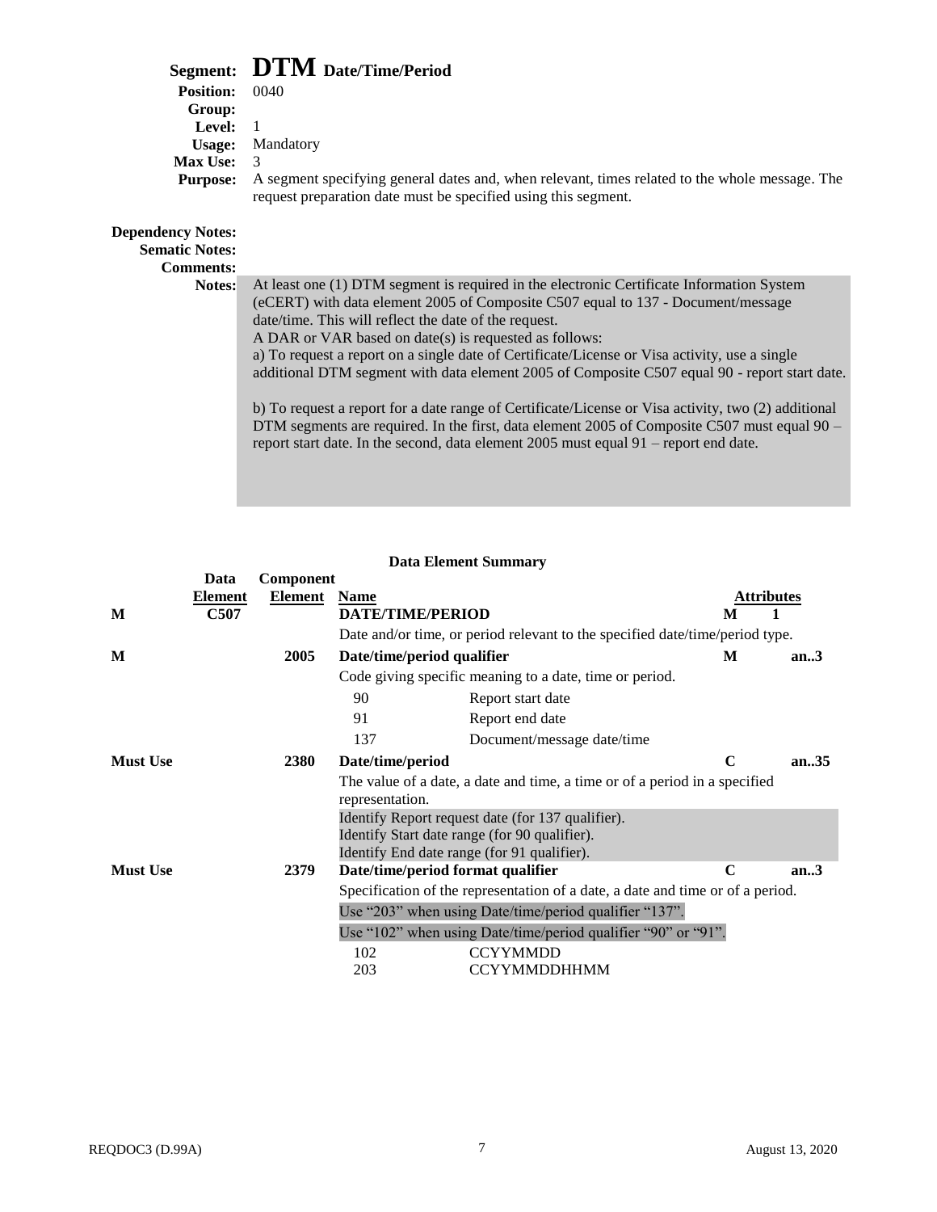# Segment: DTM Date/Time/Period

**Position:** 0040
**Group:**
**Level:** 1
**Usage:** Mandatory
**Max Use:** 3
**Purpose:** A segment specifying general dates and, when relevant, times related to the whole message. The request preparation date must be specified using this segment.

**Dependency Notes:**
**Sematic Notes:**
**Comments:**
**Notes:** At least one (1) DTM segment is required in the electronic Certificate Information System (eCERT) with data element 2005 of Composite C507 equal to 137 - Document/message date/time. This will reflect the date of the request.
A DAR or VAR based on date(s) is requested as follows:
a) To request a report on a single date of Certificate/License or Visa activity, use a single additional DTM segment with data element 2005 of Composite C507 equal 90 - report start date.

b) To request a report for a date range of Certificate/License or Visa activity, two (2) additional DTM segments are required. In the first, data element 2005 of Composite C507 must equal 90 – report start date. In the second, data element 2005 must equal 91 – report end date.

## Data Element Summary

| | Data Element | Component Element | Name | Attributes | |
|---|---|---|---|---|---|
| M | C507 | | **DATE/TIME/PERIOD** | M | 1 |
| | | | Date and/or time, or period relevant to the specified date/time/period type. | | |
| M | | 2005 | **Date/time/period qualifier** | M | an..3 |
| | | | Code giving specific meaning to a date, time or period. | | |
| | | | 90 — Report start date | | |
| | | | 91 — Report end date | | |
| | | | 137 — Document/message date/time | | |
| Must Use | | 2380 | **Date/time/period** | C | an..35 |
| | | | The value of a date, a date and time, a time or of a period in a specified representation. | | |
| | | | Identify Report request date (for 137 qualifier).<br>Identify Start date range (for 90 qualifier).<br>Identify End date range (for 91 qualifier). | | |
| Must Use | | 2379 | **Date/time/period format qualifier** | C | an..3 |
| | | | Specification of the representation of a date, a date and time or of a period. | | |
| | | | Use "203" when using Date/time/period qualifier "137". | | |
| | | | Use "102" when using Date/time/period qualifier "90" or "91". | | |
| | | | 102 — CCYYMMDD | | |
| | | | 203 — CCYYMMDDHHMM | | |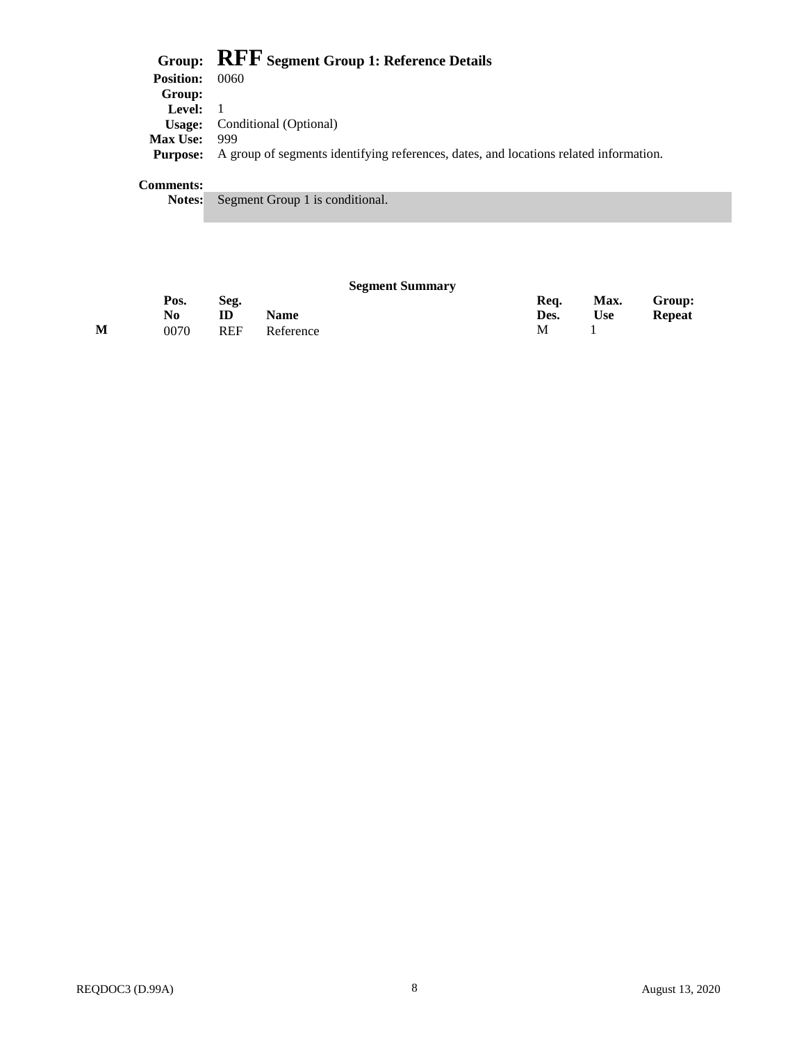**Group:** **RFF** **Segment Group 1: Reference Details**

**Position:** 0060

**Group:**

**Level:** 1

**Usage:** Conditional (Optional)

**Max Use:** 999

**Purpose:** A group of segments identifying references, dates, and locations related information.

**Comments:**

**Notes:** Segment Group 1 is conditional.

**Segment Summary**

| | Pos. No | Seg. ID | Name | Req. Des. | Max. Use | Group: Repeat |
|---|---|---|---|---|---|---|
| M | 0070 | REF | Reference | M | 1 | |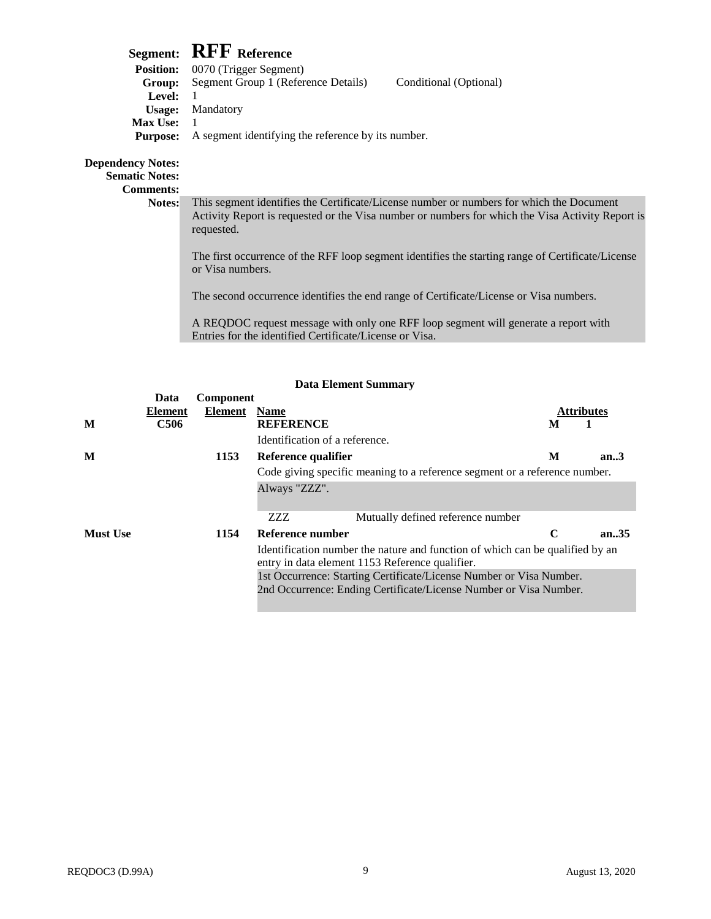# Segment: RFF Reference

**Position:** 0070 (Trigger Segment)
**Group:** Segment Group 1 (Reference Details) Conditional (Optional)
**Level:** 1
**Usage:** Mandatory
**Max Use:** 1
**Purpose:** A segment identifying the reference by its number.

**Dependency Notes:**
**Sematic Notes:**
**Comments:**
**Notes:** This segment identifies the Certificate/License number or numbers for which the Document Activity Report is requested or the Visa number or numbers for which the Visa Activity Report is requested.

The first occurrence of the RFF loop segment identifies the starting range of Certificate/License or Visa numbers.

The second occurrence identifies the end range of Certificate/License or Visa numbers.

A REQDOC request message with only one RFF loop segment will generate a report with Entries for the identified Certificate/License or Visa.

## Data Element Summary

| | Data Element | Component Element | Name | Attributes | |
|---|---|---|---|---|---|
| M | C506 | | **REFERENCE**<br>Identification of a reference. | M | 1 |
| M | | 1153 | **Reference qualifier**<br>Code giving specific meaning to a reference segment or a reference number.<br>Always "ZZZ".<br>ZZZ Mutually defined reference number | M | an..3 |
| Must Use | | 1154 | **Reference number**<br>Identification number the nature and function of which can be qualified by an entry in data element 1153 Reference qualifier.<br>1st Occurrence: Starting Certificate/License Number or Visa Number.<br>2nd Occurrence: Ending Certificate/License Number or Visa Number. | C | an..35 |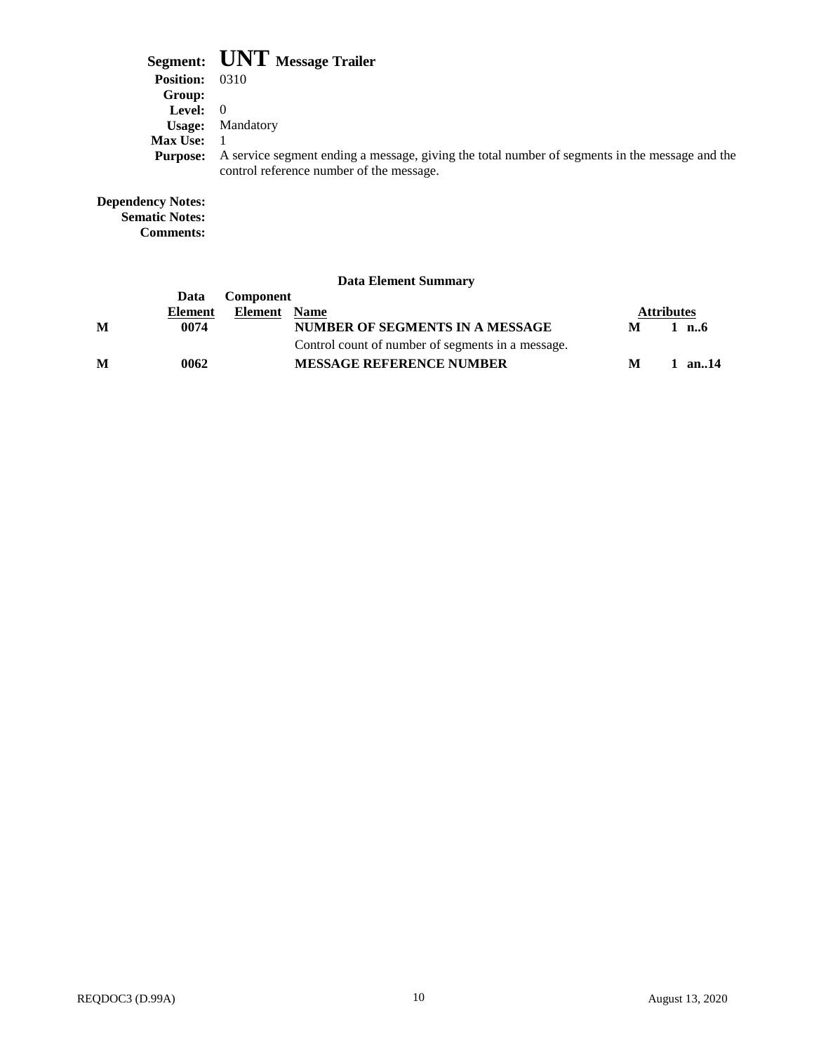**Segment:** **UNT Message Trailer**
**Position:** 0310
**Group:**
**Level:** 0
**Usage:** Mandatory
**Max Use:** 1
**Purpose:** A service segment ending a message, giving the total number of segments in the message and the control reference number of the message.

**Dependency Notes:**
**Sematic Notes:**
**Comments:**

**Data Element Summary**

| | Data Element | Component Element | Name | Attributes | |
|---|---|---|---|---|---|
| **M** | **0074** | | **NUMBER OF SEGMENTS IN A MESSAGE** | **M** | **1 n..6** |
| | | | Control count of number of segments in a message. | | |
| **M** | **0062** | | **MESSAGE REFERENCE NUMBER** | **M** | **1 an..14** |